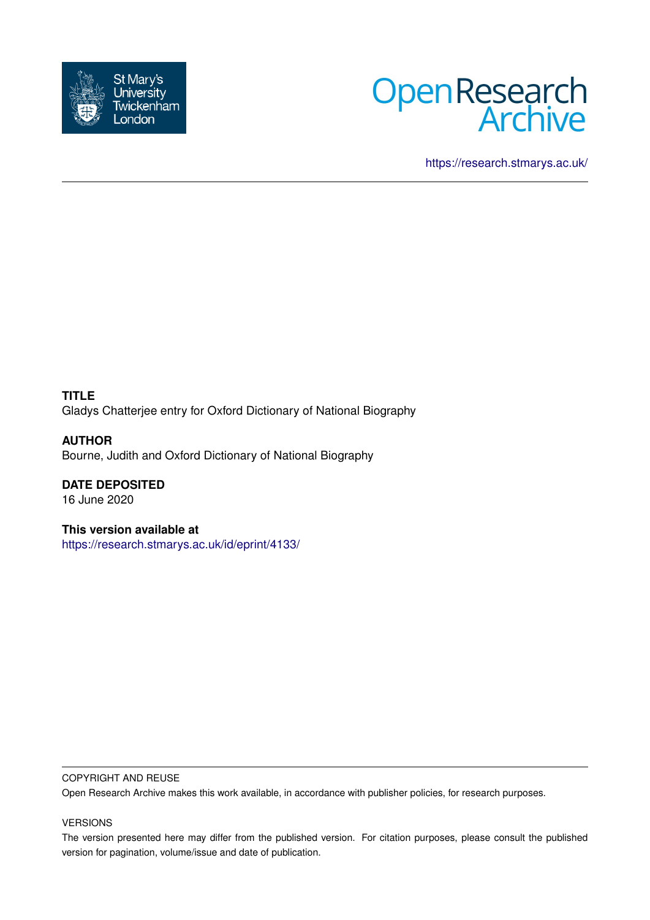St Mary's University Twickenham London

Open Research Archive

https://research.stmarys.ac.uk/

**TITLE**
Gladys Chatterjee entry for Oxford Dictionary of National Biography

**AUTHOR**
Bourne, Judith and Oxford Dictionary of National Biography

**DATE DEPOSITED**
16 June 2020

**This version available at**
https://research.stmarys.ac.uk/id/eprint/4133/

COPYRIGHT AND REUSE

Open Research Archive makes this work available, in accordance with publisher policies, for research purposes.

VERSIONS

The version presented here may differ from the published version. For citation purposes, please consult the published version for pagination, volume/issue and date of publication.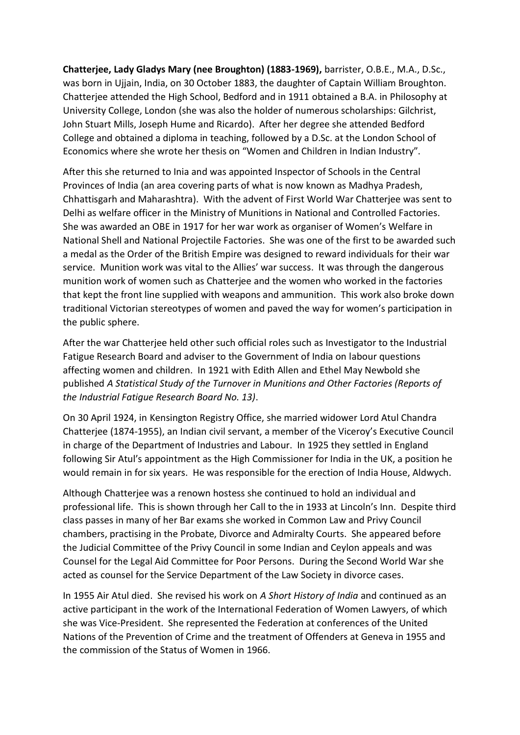**Chatterjee, Lady Gladys Mary (nee Broughton) (1883-1969),** barrister, O.B.E., M.A., D.Sc., was born in Ujjain, India, on 30 October 1883, the daughter of Captain William Broughton. Chatterjee attended the High School, Bedford and in 1911 obtained a B.A. in Philosophy at University College, London (she was also the holder of numerous scholarships: Gilchrist, John Stuart Mills, Joseph Hume and Ricardo). After her degree she attended Bedford College and obtained a diploma in teaching, followed by a D.Sc. at the London School of Economics where she wrote her thesis on "Women and Children in Indian Industry".

After this she returned to Inia and was appointed Inspector of Schools in the Central Provinces of India (an area covering parts of what is now known as Madhya Pradesh, Chhattisgarh and Maharashtra). With the advent of First World War Chatterjee was sent to Delhi as welfare officer in the Ministry of Munitions in National and Controlled Factories. She was awarded an OBE in 1917 for her war work as organiser of Women's Welfare in National Shell and National Projectile Factories. She was one of the first to be awarded such a medal as the Order of the British Empire was designed to reward individuals for their war service. Munition work was vital to the Allies' war success. It was through the dangerous munition work of women such as Chatterjee and the women who worked in the factories that kept the front line supplied with weapons and ammunition. This work also broke down traditional Victorian stereotypes of women and paved the way for women's participation in the public sphere.

After the war Chatterjee held other such official roles such as Investigator to the Industrial Fatigue Research Board and adviser to the Government of India on labour questions affecting women and children. In 1921 with Edith Allen and Ethel May Newbold she published *A Statistical Study of the Turnover in Munitions and Other Factories (Reports of the Industrial Fatigue Research Board No. 13)*.

On 30 April 1924, in Kensington Registry Office, she married widower Lord Atul Chandra Chatterjee (1874-1955), an Indian civil servant, a member of the Viceroy's Executive Council in charge of the Department of Industries and Labour. In 1925 they settled in England following Sir Atul's appointment as the High Commissioner for India in the UK, a position he would remain in for six years. He was responsible for the erection of India House, Aldwych.

Although Chatterjee was a renown hostess she continued to hold an individual and professional life. This is shown through her Call to the in 1933 at Lincoln's Inn. Despite third class passes in many of her Bar exams she worked in Common Law and Privy Council chambers, practising in the Probate, Divorce and Admiralty Courts. She appeared before the Judicial Committee of the Privy Council in some Indian and Ceylon appeals and was Counsel for the Legal Aid Committee for Poor Persons. During the Second World War she acted as counsel for the Service Department of the Law Society in divorce cases.

In 1955 Air Atul died. She revised his work on *A Short History of India* and continued as an active participant in the work of the International Federation of Women Lawyers, of which she was Vice-President. She represented the Federation at conferences of the United Nations of the Prevention of Crime and the treatment of Offenders at Geneva in 1955 and the commission of the Status of Women in 1966.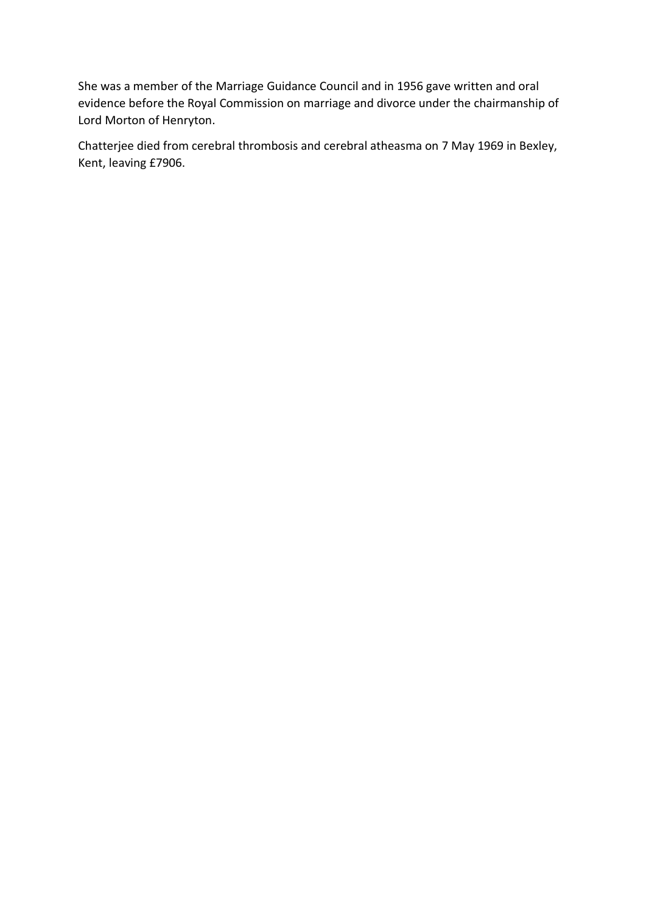She was a member of the Marriage Guidance Council and in 1956 gave written and oral evidence before the Royal Commission on marriage and divorce under the chairmanship of Lord Morton of Henryton.

Chatterjee died from cerebral thrombosis and cerebral atheasma on 7 May 1969 in Bexley, Kent, leaving £7906.